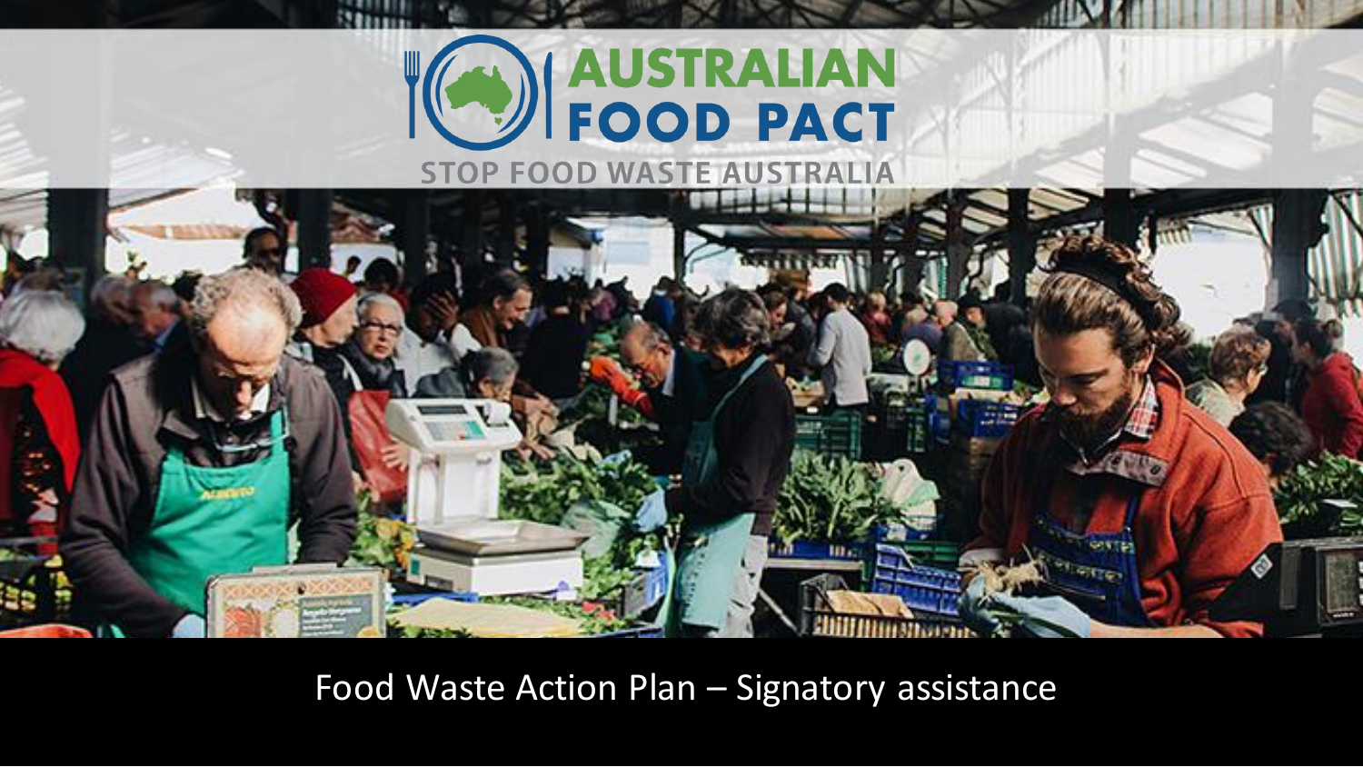# AUSTRALIAN FOOD PACT

STOP FOOD WASTE AUSTRALIA

Food Waste Action Plan – Signatory assistance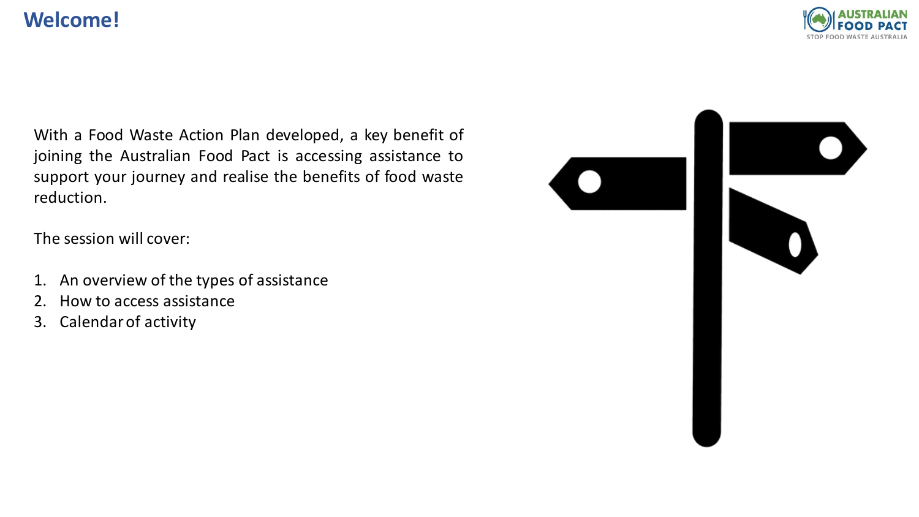# Welcome!

With a Food Waste Action Plan developed, a key benefit of joining the Australian Food Pact is accessing assistance to support your journey and realise the benefits of food waste reduction.

The session will cover:

1. An overview of the types of assistance
2. How to access assistance
3. Calendar of activity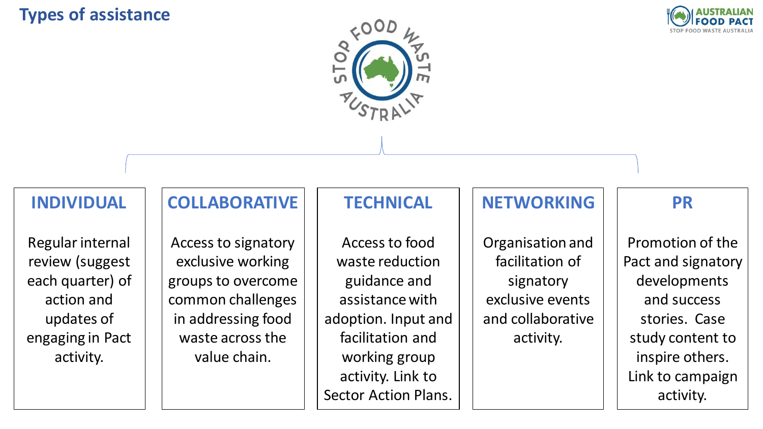# Types of assistance

### INDIVIDUAL

Regular internal review (suggest each quarter) of action and updates of engaging in Pact activity.

### COLLABORATIVE

Access to signatory exclusive working groups to overcome common challenges in addressing food waste across the value chain.

### TECHNICAL

Access to food waste reduction guidance and assistance with adoption. Input and facilitation and working group activity. Link to Sector Action Plans.

### NETWORKING

Organisation and facilitation of signatory exclusive events and collaborative activity.

### PR

Promotion of the Pact and signatory developments and success stories. Case study content to inspire others. Link to campaign activity.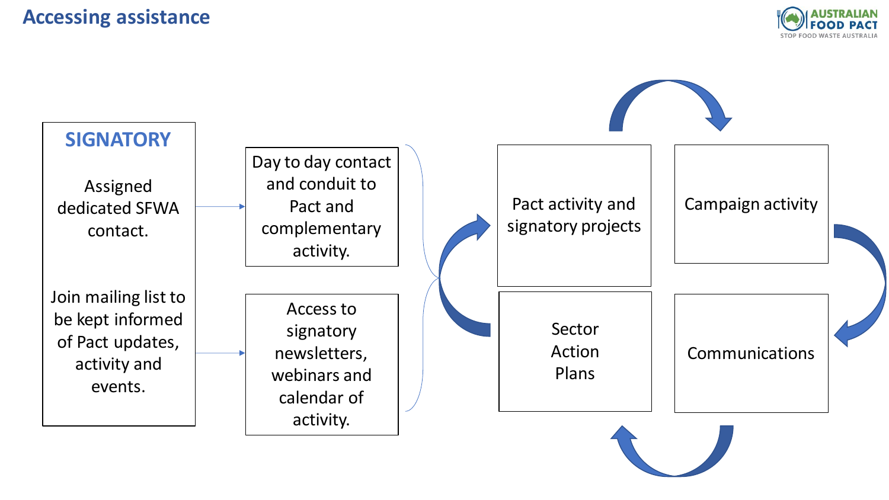# Accessing assistance

**SIGNATORY**

Assigned dedicated SFWA contact.

Join mailing list to be kept informed of Pact updates, activity and events.

Day to day contact and conduit to Pact and complementary activity.

Access to signatory newsletters, webinars and calendar of activity.

Pact activity and signatory projects

Campaign activity

Communications

Sector Action Plans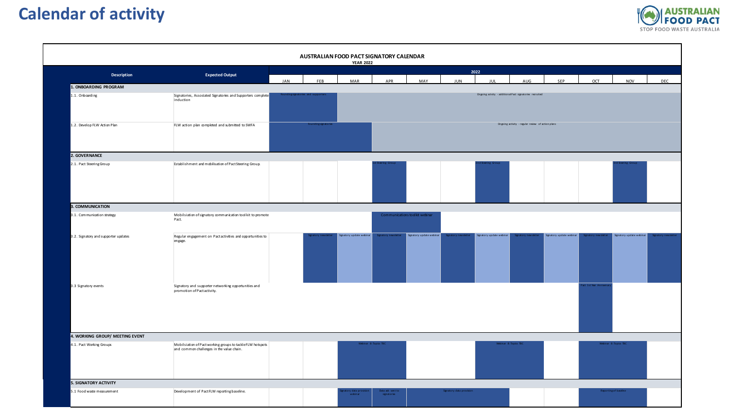# Calendar of activity

**AUSTRALIAN FOOD PACT SIGNATORY CALENDAR**
**YEAR 2022**

| Description | Expected Output | JAN | FEB | MAR | APR | MAY | JUN | JUL | AUG | SEP | OCT | NOV | DEC |
|---|---|---|---|---|---|---|---|---|---|---|---|---|---|
| **1. ONBOARDING PROGRAM** | | | | | | | | | | | | | |
| 1.1. Onboarding | Signatories, Associated Signatories and Supporters complete induction | Founding signatories and supporters | Founding signatories and supporters | Ongoing activity - additional Pact signatories recruited | Ongoing activity - additional Pact signatories recruited | Ongoing activity - additional Pact signatories recruited | Ongoing activity - additional Pact signatories recruited | Ongoing activity - additional Pact signatories recruited | Ongoing activity - additional Pact signatories recruited | Ongoing activity - additional Pact signatories recruited | Ongoing activity - additional Pact signatories recruited | Ongoing activity - additional Pact signatories recruited | Ongoing activity - additional Pact signatories recruited |
| 1.2. Develop FLW Action Plan | FLW action plan completed and submitted to SWFA | Founding signatories | Founding signatories | Founding signatories | Ongoing activity - regular review of action plans | Ongoing activity - regular review of action plans | Ongoing activity - regular review of action plans | Ongoing activity - regular review of action plans | Ongoing activity - regular review of action plans | Ongoing activity - regular review of action plans | Ongoing activity - regular review of action plans | Ongoing activity - regular review of action plans | Ongoing activity - regular review of action plans |
| **2. GOVERNANCE** | | | | | | | | | | | | | |
| 2.1. Pact Steering Group | Establishment and mobilisation of Pact Steering Group. | | | | 1st Steering Group | | | 2nd Steering Group | | | | 3rd Steering Group | |
| **3. COMMUNICATION** | | | | | | | | | | | | | |
| 3.1. Communication strategy | Mobilisation of signatory communication tool kit to promote Pact. | | | | Communications toolkit webinar | Communications toolkit webinar | | | | | | | |
| 3.2. Signatory and supporter updates | Regular engagement on Pact activities and opportunities to engage. | | Signatory newsletter | Signatory update webinar | Signatory newsletter | Signatory update webinar | Signatory newsletter | Signatory update webinar | Signatory newsletter | Signatory update webinar | Signatory newsletter | Signatory update webinar | Signatory newsletter |
| 3.3 Signatory events | Signatory and supporter networking opportunities and promotion of Pact activity. | | | | | | | | | | Pact 1st Year Anniversary | | |
| **4. WORKING GROUP/ MEETING EVENT** | | | | | | | | | | | | | |
| 4.1. Pact Working Groups | Mobilisation of Pact working groups to tackle FLW hotspots and common challenges in the value chain. | | | Webinar & Topics TBC | Webinar & Topics TBC | | | Webinar & Topics TBC | Webinar & Topics TBC | | Webinar & Topics TBC | Webinar & Topics TBC | |
| **5. SIGNATORY ACTIVITY** | | | | | | | | | | | | | |
| 5.1 Food waste measurement | Development of Pact FLW reporting baseline. | | | Signatory data provision webinar | Data ask sent to signatories | Signatory data provision | Signatory data provision | Signatory data provision | | | Reporting of baseline | Reporting of baseline | |